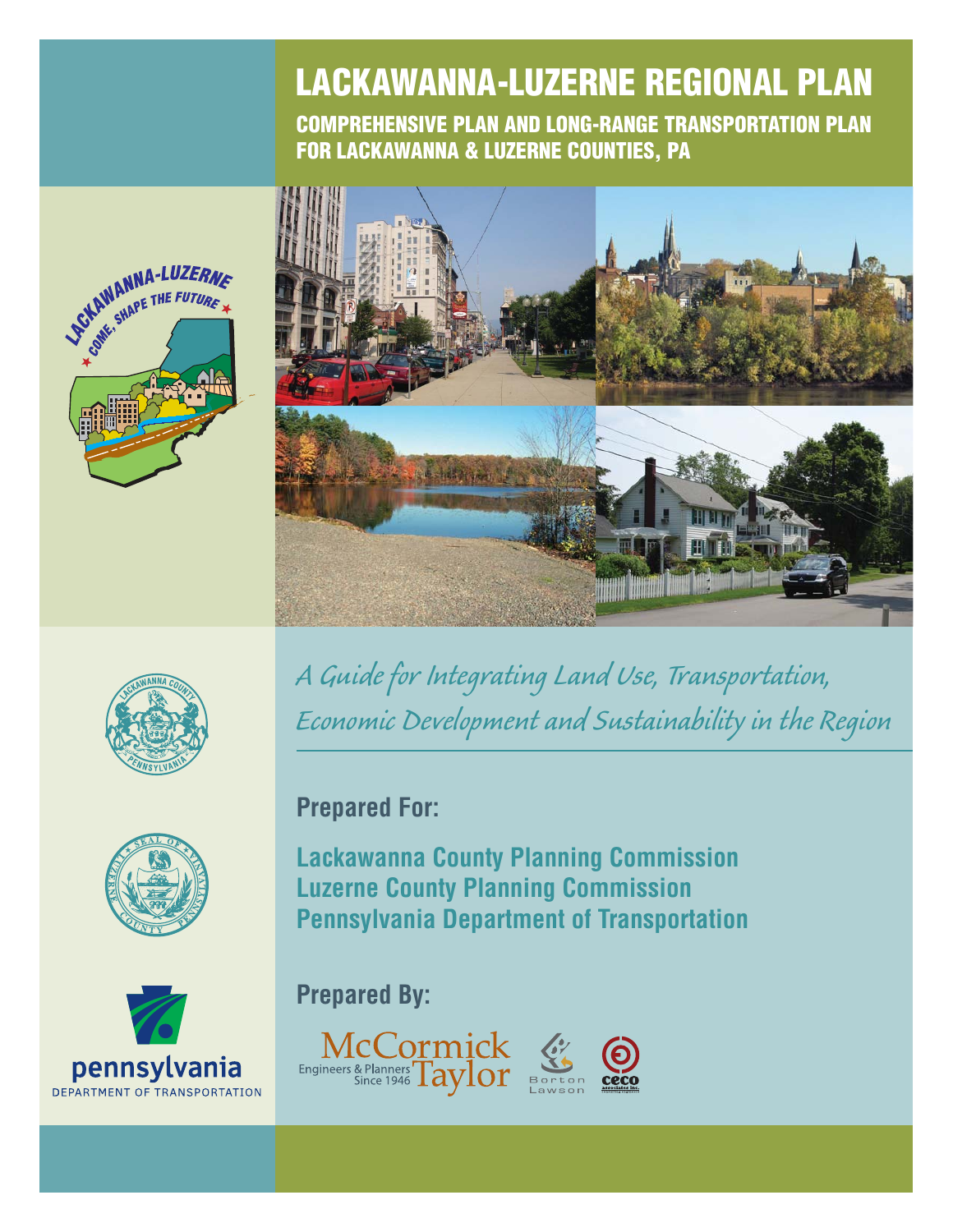# LACKAWANNA-LUZERNE REGIONAL PLAN

## COMPREHENSIVE PLAN AND LONG-RANGE TRANSPORTATION PLAN FOR LACKAWANNA & LUZERNE COUNTIES, PA

*A Guide for Integrating Land Use, Transportation, Economic Development and Sustainability in the Region*

**Prepared For:**

**Lackawanna County Planning Commission**
**Luzerne County Planning Commission**
**Pennsylvania Department of Transportation**

**Prepared By:**

McCormick Taylor — Engineers & Planners Since 1946

Borton Lawson

ceco associates inc.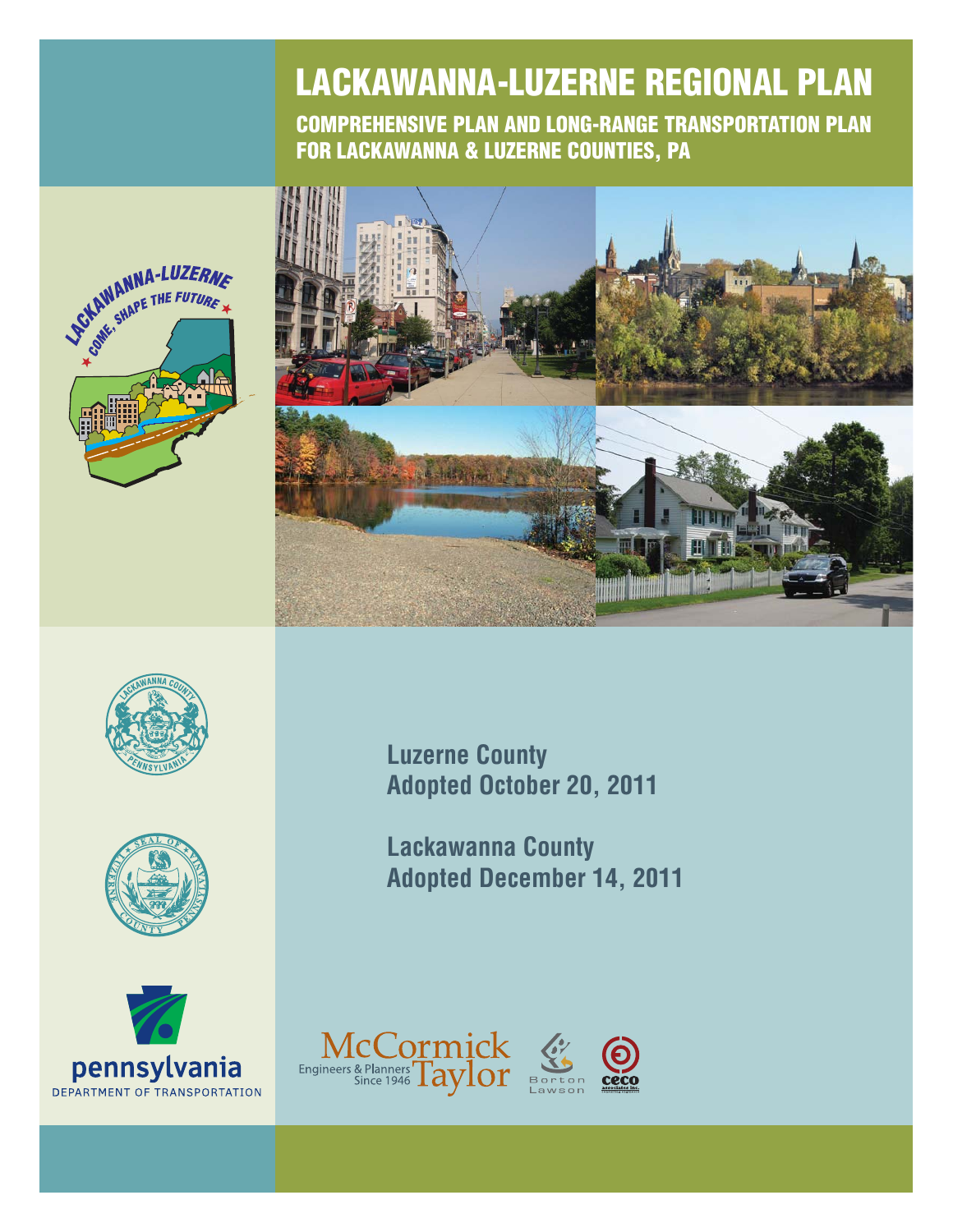# LACKAWANNA-LUZERNE REGIONAL PLAN

## COMPREHENSIVE PLAN AND LONG-RANGE TRANSPORTATION PLAN FOR LACKAWANNA & LUZERNE COUNTIES, PA

**Luzerne County**
**Adopted October 20, 2011**

**Lackawanna County**
**Adopted December 14, 2011**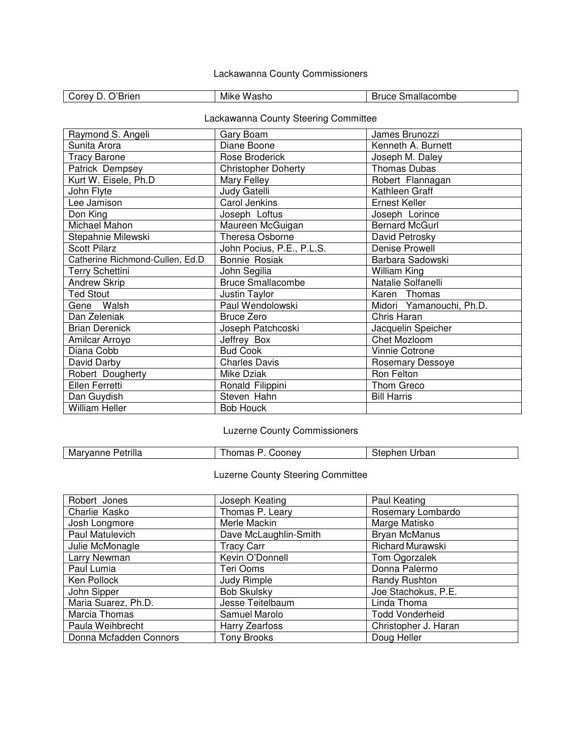## Lackawanna County Commissioners

| | | |
|---|---|---|
| Corey D. O'Brien | Mike Washo | Bruce Smallacombe |

## Lackawanna County Steering Committee

| | | |
|---|---|---|
| Raymond S. Angeli | Gary Boam | James Brunozzi |
| Sunita Arora | Diane Boone | Kenneth A. Burnett |
| Tracy Barone | Rose Broderick | Joseph M. Daley |
| Patrick Dempsey | Christopher Doherty | Thomas Dubas |
| Kurt W. Eisele, Ph.D | Mary Felley | Robert Flannagan |
| John Flyte | Judy Gatelli | Kathleen Graff |
| Lee Jamison | Carol Jenkins | Ernest Keller |
| Don King | Joseph Loftus | Joseph Lorince |
| Michael Mahon | Maureen McGuigan | Bernard McGurl |
| Stepahnie Milewski | Theresa Osborne | David Petrosky |
| Scott Pilarz | John Pocius, P.E., P.L.S. | Denise Prowell |
| Catherine Richmond-Cullen, Ed.D | Bonnie Rosiak | Barbara Sadowski |
| Terry Schettini | John Segilia | William King |
| Andrew Skrip | Bruce Smallacombe | Natalie Solfanelli |
| Ted Stout | Justin Taylor | Karen Thomas |
| Gene Walsh | Paul Wendolowski | Midori Yamanouchi, Ph.D. |
| Dan Zeleniak | Bruce Zero | Chris Haran |
| Brian Derenick | Joseph Patchcoski | Jacquelin Speicher |
| Amilcar Arroyo | Jeffrey Box | Chet Mozloom |
| Diana Cobb | Bud Cook | Vinnie Cotrone |
| David Darby | Charles Davis | Rosemary Dessoye |
| Robert Dougherty | Mike Dziak | Ron Felton |
| Ellen Ferretti | Ronald Filippini | Thom Greco |
| Dan Guydish | Steven Hahn | Bill Harris |
| William Heller | Bob Houck | |

## Luzerne County Commissioners

| | | |
|---|---|---|
| Maryanne Petrilla | Thomas P. Cooney | Stephen Urban |

## Luzerne County Steering Committee

| | | |
|---|---|---|
| Robert Jones | Joseph Keating | Paul Keating |
| Charlie Kasko | Thomas P. Leary | Rosemary Lombardo |
| Josh Longmore | Merle Mackin | Marge Matisko |
| Paul Matulevich | Dave McLaughlin-Smith | Bryan McManus |
| Julie McMonagle | Tracy Carr | Richard Murawski |
| Larry Newman | Kevin O'Donnell | Tom Ogorzalek |
| Paul Lumia | Teri Ooms | Donna Palermo |
| Ken Pollock | Judy Rimple | Randy Rushton |
| John Sipper | Bob Skulsky | Joe Stachokus, P.E. |
| Maria Suarez, Ph.D. | Jesse Teitelbaum | Linda Thoma |
| Marcia Thomas | Samuel Marolo | Todd Vonderheid |
| Paula Weihbrecht | Harry Zearfoss | Christopher J. Haran |
| Donna Mcfadden Connors | Tony Brooks | Doug Heller |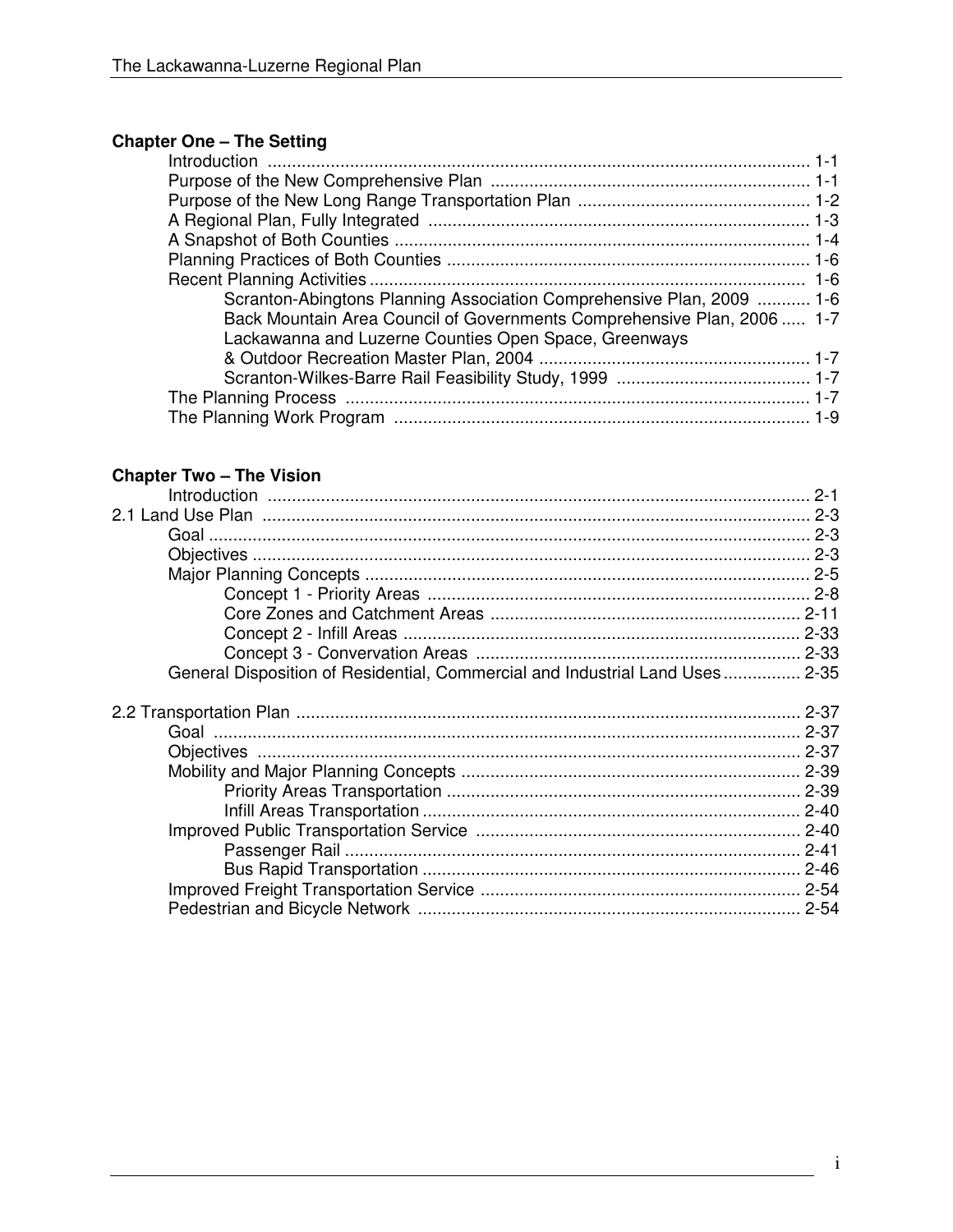**Chapter One – The Setting**

- Introduction ............................................................................................................. 1-1
- Purpose of the New Comprehensive Plan ................................................................. 1-1
- Purpose of the New Long Range Transportation Plan ............................................... 1-2
- A Regional Plan, Fully Integrated ............................................................................ 1-3
- A Snapshot of Both Counties .................................................................................... 1-4
- Planning Practices of Both Counties ......................................................................... 1-6
- Recent Planning Activities ......................................................................................... 1-6
    - Scranton-Abingtons Planning Association Comprehensive Plan, 2009 ........... 1-6
    - Back Mountain Area Council of Governments Comprehensive Plan, 2006 ..... 1-7
    - Lackawanna and Luzerne Counties Open Space, Greenways & Outdoor Recreation Master Plan, 2004 ........................................................ 1-7
    - Scranton-Wilkes-Barre Rail Feasibility Study, 1999 ........................................ 1-7
- The Planning Process ............................................................................................... 1-7
- The Planning Work Program ..................................................................................... 1-9

**Chapter Two – The Vision**

- Introduction ............................................................................................................. 2-1

2.1 Land Use Plan ............................................................................................................ 2-3

- Goal .......................................................................................................................... 2-3
- Objectives ................................................................................................................. 2-3
- Major Planning Concepts .......................................................................................... 2-5
    - Concept 1 - Priority Areas .............................................................................. 2-8
    - Core Zones and Catchment Areas ................................................................ 2-11
    - Concept 2 - Infill Areas ................................................................................. 2-33
    - Concept 3 - Convervation Areas .................................................................. 2-33
- General Disposition of Residential, Commercial and Industrial Land Uses ................ 2-35

2.2 Transportation Plan .................................................................................................. 2-37

- Goal ........................................................................................................................ 2-37
- Objectives ............................................................................................................... 2-37
- Mobility and Major Planning Concepts .................................................................... 2-39
    - Priority Areas Transportation ........................................................................ 2-39
    - Infill Areas Transportation ............................................................................. 2-40
- Improved Public Transportation Service ................................................................. 2-40
    - Passenger Rail .............................................................................................. 2-41
    - Bus Rapid Transportation ............................................................................. 2-46
- Improved Freight Transportation Service ................................................................. 2-54
- Pedestrian and Bicycle Network .............................................................................. 2-54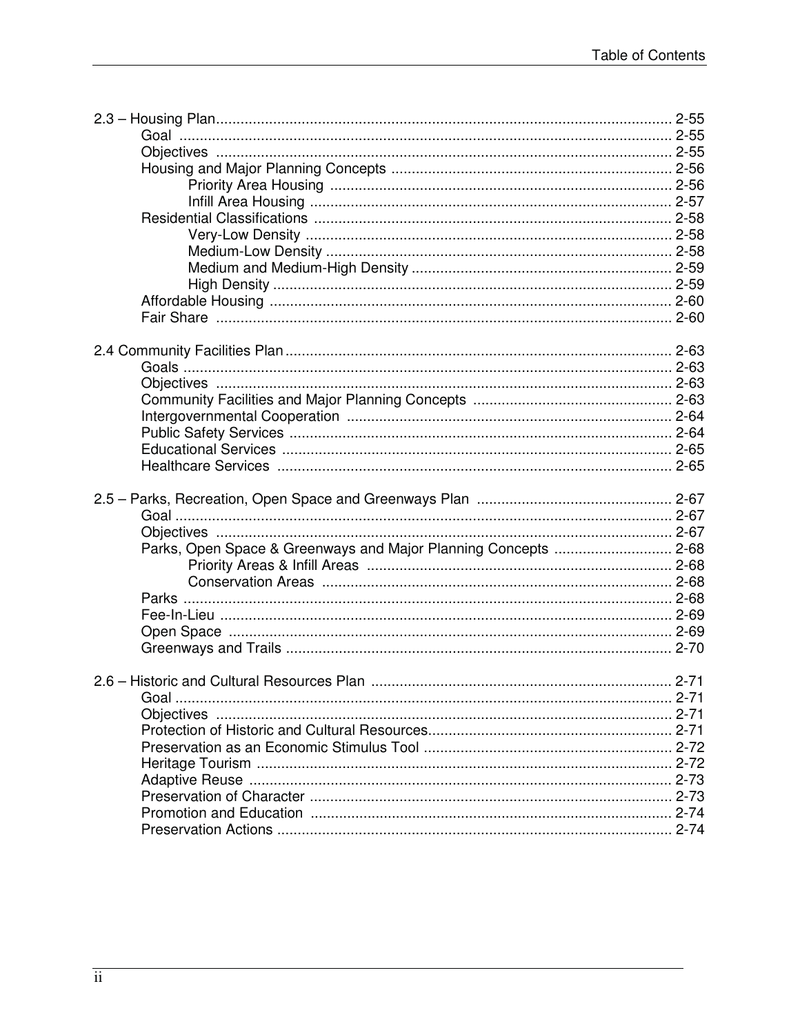2.3 – Housing Plan ........................................ 2-55
  - Goal ........................................ 2-55
  - Objectives ........................................ 2-55
  - Housing and Major Planning Concepts ........................................ 2-56
    - Priority Area Housing ........................................ 2-56
    - Infill Area Housing ........................................ 2-57
  - Residential Classifications ........................................ 2-58
    - Very-Low Density ........................................ 2-58
    - Medium-Low Density ........................................ 2-58
    - Medium and Medium-High Density ........................................ 2-59
    - High Density ........................................ 2-59
  - Affordable Housing ........................................ 2-60
  - Fair Share ........................................ 2-60

2.4 Community Facilities Plan ........................................ 2-63
  - Goals ........................................ 2-63
  - Objectives ........................................ 2-63
  - Community Facilities and Major Planning Concepts ........................................ 2-63
  - Intergovernmental Cooperation ........................................ 2-64
  - Public Safety Services ........................................ 2-64
  - Educational Services ........................................ 2-65
  - Healthcare Services ........................................ 2-65

2.5 – Parks, Recreation, Open Space and Greenways Plan ........................................ 2-67
  - Goal ........................................ 2-67
  - Objectives ........................................ 2-67
  - Parks, Open Space & Greenways and Major Planning Concepts ........................................ 2-68
    - Priority Areas & Infill Areas ........................................ 2-68
    - Conservation Areas ........................................ 2-68
  - Parks ........................................ 2-68
  - Fee-In-Lieu ........................................ 2-69
  - Open Space ........................................ 2-69
  - Greenways and Trails ........................................ 2-70

2.6 – Historic and Cultural Resources Plan ........................................ 2-71
  - Goal ........................................ 2-71
  - Objectives ........................................ 2-71
  - Protection of Historic and Cultural Resources ........................................ 2-71
  - Preservation as an Economic Stimulus Tool ........................................ 2-72
  - Heritage Tourism ........................................ 2-72
  - Adaptive Reuse ........................................ 2-73
  - Preservation of Character ........................................ 2-73
  - Promotion and Education ........................................ 2-74
  - Preservation Actions ........................................ 2-74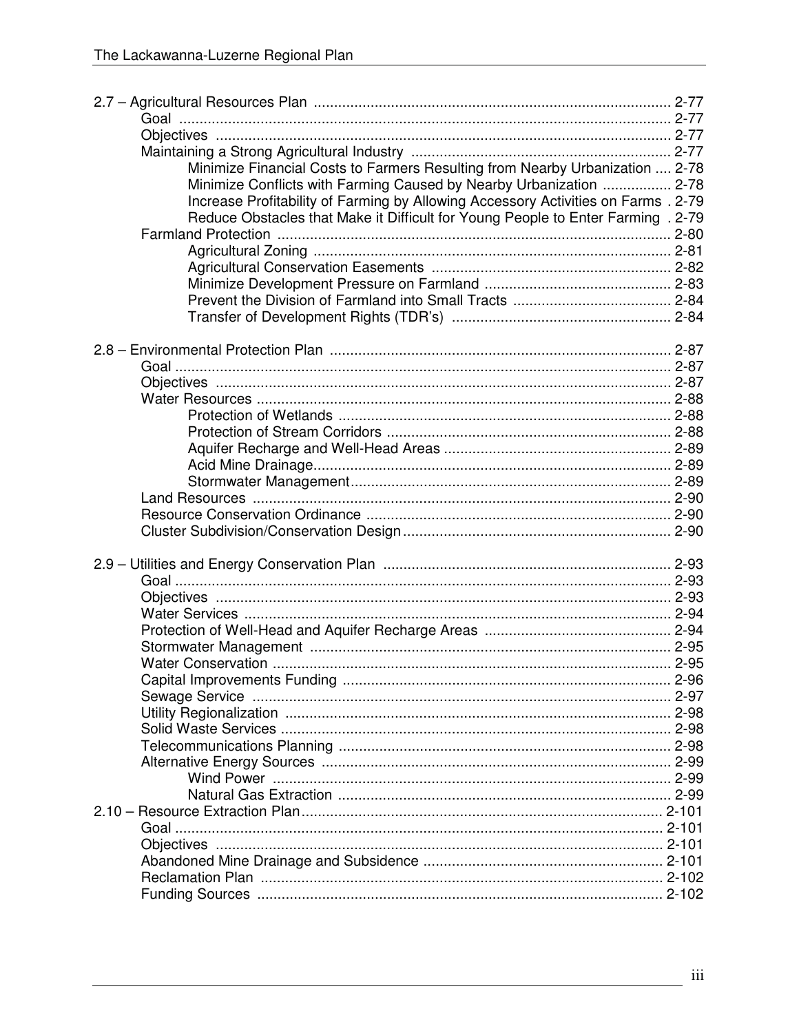2.7 – Agricultural Resources Plan ........................................................................................ 2-77
- Goal ........................................................................................................................ 2-77
- Objectives ............................................................................................................... 2-77
- Maintaining a Strong Agricultural Industry ................................................................ 2-77
  - Minimize Financial Costs to Farmers Resulting from Nearby Urbanization .... 2-78
  - Minimize Conflicts with Farming Caused by Nearby Urbanization ................. 2-78
  - Increase Profitability of Farming by Allowing Accessory Activities on Farms . 2-79
  - Reduce Obstacles that Make it Difficult for Young People to Enter Farming . 2-79
- Farmland Protection ................................................................................................ 2-80
  - Agricultural Zoning ....................................................................................... 2-81
  - Agricultural Conservation Easements ........................................................... 2-82
  - Minimize Development Pressure on Farmland .............................................. 2-83
  - Prevent the Division of Farmland into Small Tracts ....................................... 2-84
  - Transfer of Development Rights (TDR's) ...................................................... 2-84

2.8 – Environmental Protection Plan .................................................................................... 2-87
- Goal ......................................................................................................................... 2-87
- Objectives ............................................................................................................... 2-87
- Water Resources ..................................................................................................... 2-88
  - Protection of Wetlands ................................................................................. 2-88
  - Protection of Stream Corridors ..................................................................... 2-88
  - Aquifer Recharge and Well-Head Areas ........................................................ 2-89
  - Acid Mine Drainage....................................................................................... 2-89
  - Stormwater Management.............................................................................. 2-89
- Land Resources ...................................................................................................... 2-90
- Resource Conservation Ordinance .......................................................................... 2-90
- Cluster Subdivision/Conservation Design ................................................................. 2-90

2.9 – Utilities and Energy Conservation Plan ....................................................................... 2-93
- Goal ......................................................................................................................... 2-93
- Objectives ............................................................................................................... 2-93
- Water Services ........................................................................................................ 2-94
- Protection of Well-Head and Aquifer Recharge Areas ............................................. 2-94
- Stormwater Management ........................................................................................ 2-95
- Water Conservation ................................................................................................. 2-95
- Capital Improvements Funding ................................................................................ 2-96
- Sewage Service ...................................................................................................... 2-97
- Utility Regionalization .............................................................................................. 2-98
- Solid Waste Services ............................................................................................... 2-98
- Telecommunications Planning ................................................................................. 2-98
- Alternative Energy Sources ..................................................................................... 2-99
  - Wind Power ................................................................................................. 2-99
  - Natural Gas Extraction ................................................................................. 2-99

2.10 – Resource Extraction Plan......................................................................................... 2-101
- Goal ....................................................................................................................... 2-101
- Objectives ............................................................................................................. 2-101
- Abandoned Mine Drainage and Subsidence ........................................................... 2-101
- Reclamation Plan .................................................................................................. 2-102
- Funding Sources ................................................................................................... 2-102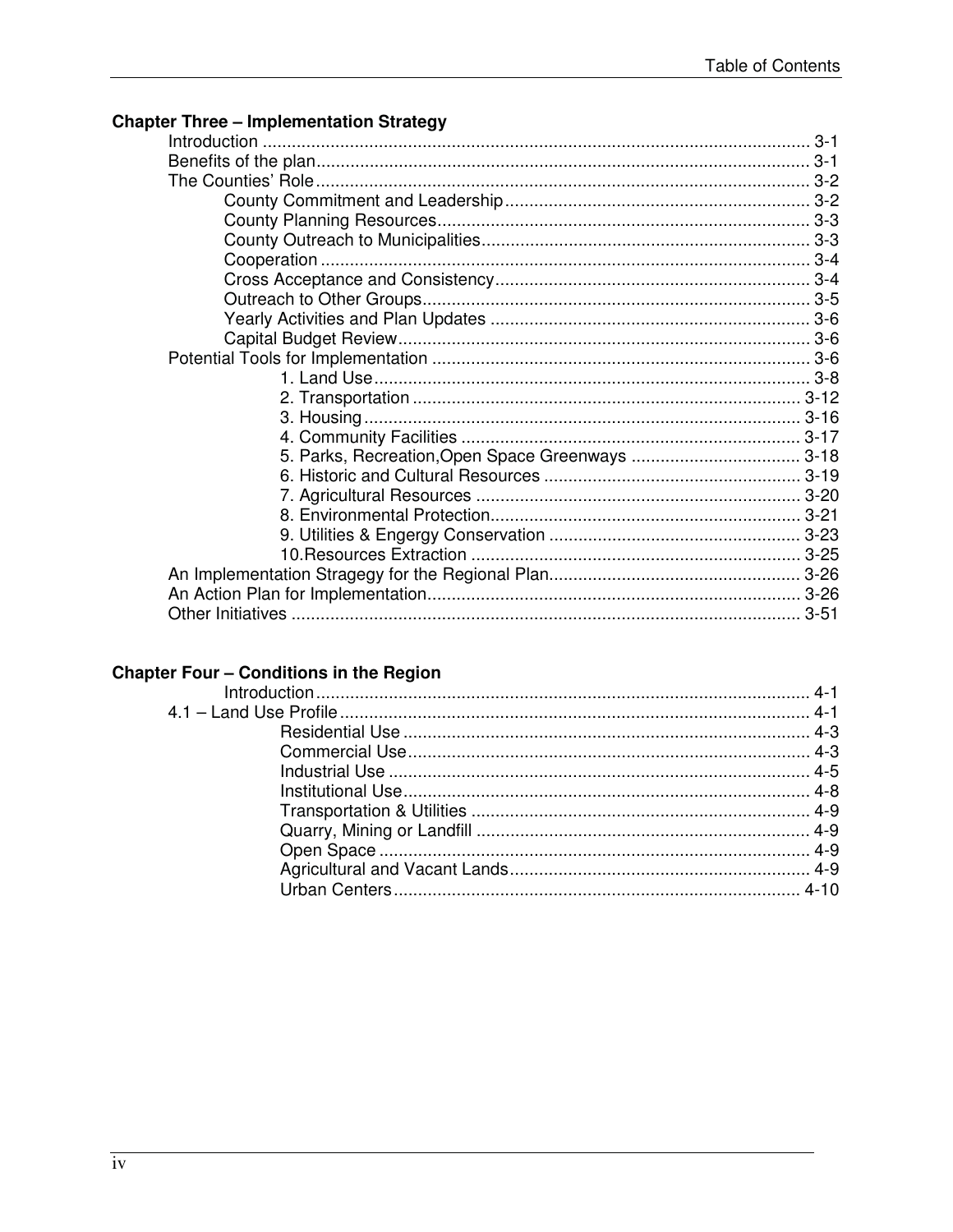**Chapter Three – Implementation Strategy**

- Introduction ........ 3-1
- Benefits of the plan ........ 3-1
- The Counties' Role ........ 3-2
  - County Commitment and Leadership ........ 3-2
  - County Planning Resources ........ 3-3
  - County Outreach to Municipalities ........ 3-3
  - Cooperation ........ 3-4
  - Cross Acceptance and Consistency ........ 3-4
  - Outreach to Other Groups ........ 3-5
  - Yearly Activities and Plan Updates ........ 3-6
  - Capital Budget Review ........ 3-6
- Potential Tools for Implementation ........ 3-6
  - 1. Land Use ........ 3-8
  - 2. Transportation ........ 3-12
  - 3. Housing ........ 3-16
  - 4. Community Facilities ........ 3-17
  - 5. Parks, Recreation,Open Space Greenways ........ 3-18
  - 6. Historic and Cultural Resources ........ 3-19
  - 7. Agricultural Resources ........ 3-20
  - 8. Environmental Protection ........ 3-21
  - 9. Utilities & Engergy Conservation ........ 3-23
  - 10.Resources Extraction ........ 3-25
- An Implementation Stragegy for the Regional Plan ........ 3-26
- An Action Plan for Implementation ........ 3-26
- Other Initiatives ........ 3-51

**Chapter Four – Conditions in the Region**

- Introduction ........ 4-1
- 4.1 – Land Use Profile ........ 4-1
  - Residential Use ........ 4-3
  - Commercial Use ........ 4-3
  - Industrial Use ........ 4-5
  - Institutional Use ........ 4-8
  - Transportation & Utilities ........ 4-9
  - Quarry, Mining or Landfill ........ 4-9
  - Open Space ........ 4-9
  - Agricultural and Vacant Lands ........ 4-9
  - Urban Centers ........ 4-10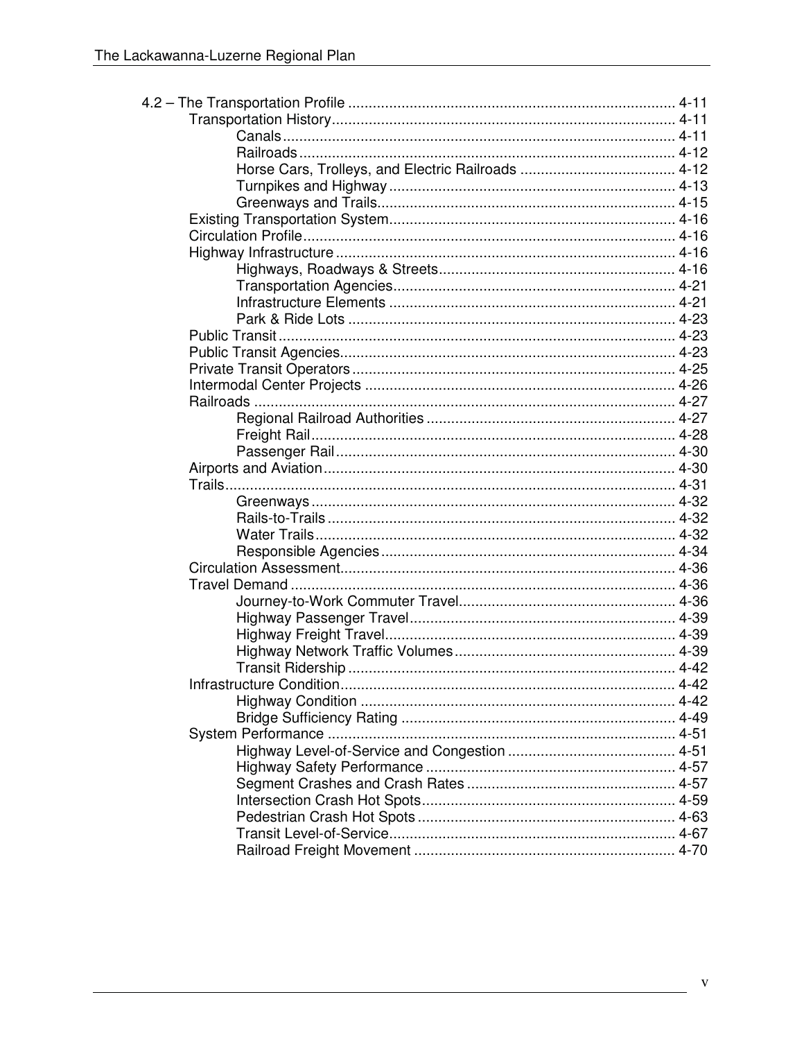4.2 – The Transportation Profile ........................................................................ 4-11
- Transportation History ........................................................................ 4-11
  - Canals ........................................................................ 4-11
  - Railroads ........................................................................ 4-12
  - Horse Cars, Trolleys, and Electric Railroads ........................................ 4-12
  - Turnpikes and Highway ........................................................................ 4-13
  - Greenways and Trails ........................................................................ 4-15
- Existing Transportation System ........................................................................ 4-16
- Circulation Profile ........................................................................ 4-16
- Highway Infrastructure ........................................................................ 4-16
  - Highways, Roadways & Streets ........................................................................ 4-16
  - Transportation Agencies ........................................................................ 4-21
  - Infrastructure Elements ........................................................................ 4-21
  - Park & Ride Lots ........................................................................ 4-23
- Public Transit ........................................................................ 4-23
- Public Transit Agencies ........................................................................ 4-23
- Private Transit Operators ........................................................................ 4-25
- Intermodal Center Projects ........................................................................ 4-26
- Railroads ........................................................................ 4-27
  - Regional Railroad Authorities ........................................................................ 4-27
  - Freight Rail ........................................................................ 4-28
  - Passenger Rail ........................................................................ 4-30
- Airports and Aviation ........................................................................ 4-30
- Trails ........................................................................ 4-31
  - Greenways ........................................................................ 4-32
  - Rails-to-Trails ........................................................................ 4-32
  - Water Trails ........................................................................ 4-32
  - Responsible Agencies ........................................................................ 4-34
- Circulation Assessment ........................................................................ 4-36
- Travel Demand ........................................................................ 4-36
  - Journey-to-Work Commuter Travel ........................................................................ 4-36
  - Highway Passenger Travel ........................................................................ 4-39
  - Highway Freight Travel ........................................................................ 4-39
  - Highway Network Traffic Volumes ........................................................................ 4-39
  - Transit Ridership ........................................................................ 4-42
- Infrastructure Condition ........................................................................ 4-42
  - Highway Condition ........................................................................ 4-42
  - Bridge Sufficiency Rating ........................................................................ 4-49
- System Performance ........................................................................ 4-51
  - Highway Level-of-Service and Congestion ........................................ 4-51
  - Highway Safety Performance ........................................................................ 4-57
  - Segment Crashes and Crash Rates ........................................................................ 4-57
  - Intersection Crash Hot Spots ........................................................................ 4-59
  - Pedestrian Crash Hot Spots ........................................................................ 4-63
  - Transit Level-of-Service ........................................................................ 4-67
  - Railroad Freight Movement ........................................................................ 4-70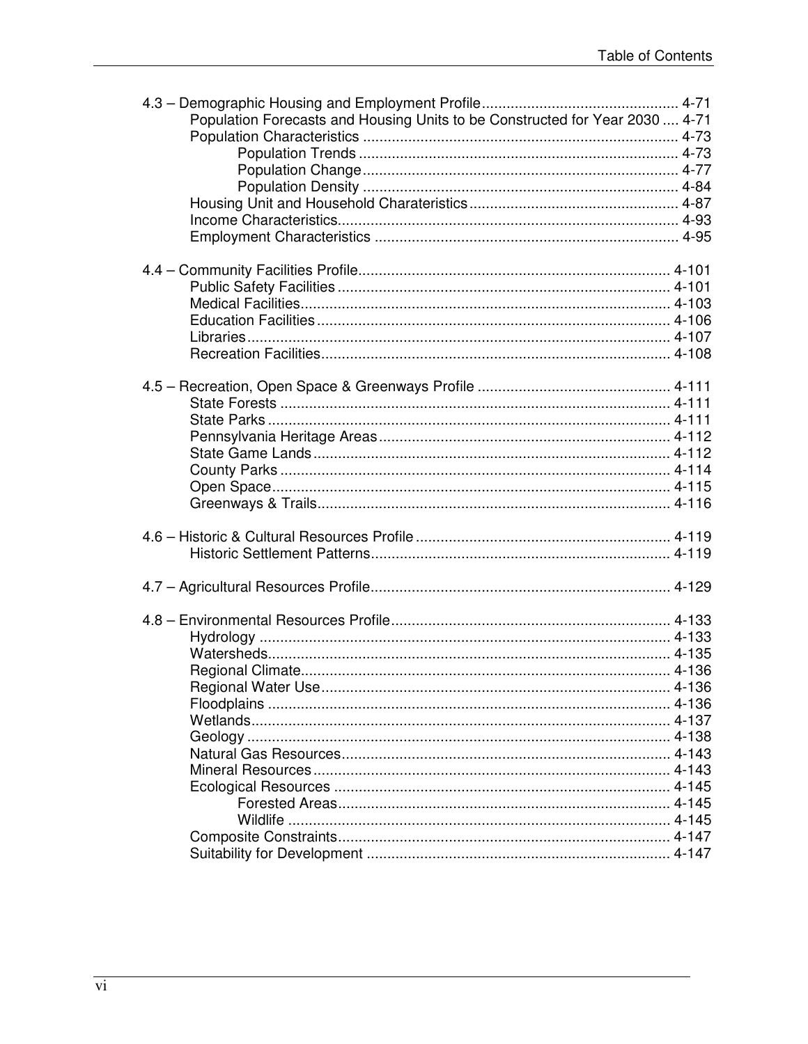4.3 – Demographic Housing and Employment Profile ................................................ 4-71
- Population Forecasts and Housing Units to be Constructed for Year 2030 .... 4-71
- Population Characteristics ............................................................................ 4-73
  - Population Trends ............................................................................. 4-73
  - Population Change ............................................................................ 4-77
  - Population Density ............................................................................ 4-84
- Housing Unit and Household Charateristics .................................................. 4-87
- Income Characteristics .................................................................................. 4-93
- Employment Characteristics ......................................................................... 4-95

4.4 – Community Facilities Profile ........................................................................... 4-101
- Public Safety Facilities ................................................................................. 4-101
- Medical Facilities .......................................................................................... 4-103
- Education Facilities ...................................................................................... 4-106
- Libraries ....................................................................................................... 4-107
- Recreation Facilities ..................................................................................... 4-108

4.5 – Recreation, Open Space & Greenways Profile ............................................... 4-111
- State Forests ............................................................................................... 4-111
- State Parks .................................................................................................. 4-111
- Pennsylvania Heritage Areas ....................................................................... 4-112
- State Game Lands ....................................................................................... 4-112
- County Parks ............................................................................................... 4-114
- Open Space ................................................................................................. 4-115
- Greenways & Trails ...................................................................................... 4-116

4.6 – Historic & Cultural Resources Profile ............................................................. 4-119
- Historic Settlement Patterns ........................................................................ 4-119

4.7 – Agricultural Resources Profile ......................................................................... 4-129

4.8 – Environmental Resources Profile .................................................................... 4-133
- Hydrology .................................................................................................... 4-133
- Watersheds ................................................................................................. 4-135
- Regional Climate ......................................................................................... 4-136
- Regional Water Use ..................................................................................... 4-136
- Floodplains .................................................................................................. 4-136
- Wetlands ..................................................................................................... 4-137
- Geology ....................................................................................................... 4-138
- Natural Gas Resources ................................................................................ 4-143
- Mineral Resources ....................................................................................... 4-143
- Ecological Resources .................................................................................. 4-145
  - Forested Areas ................................................................................. 4-145
  - Wildlife ............................................................................................. 4-145
- Composite Constraints ................................................................................. 4-147
- Suitability for Development .......................................................................... 4-147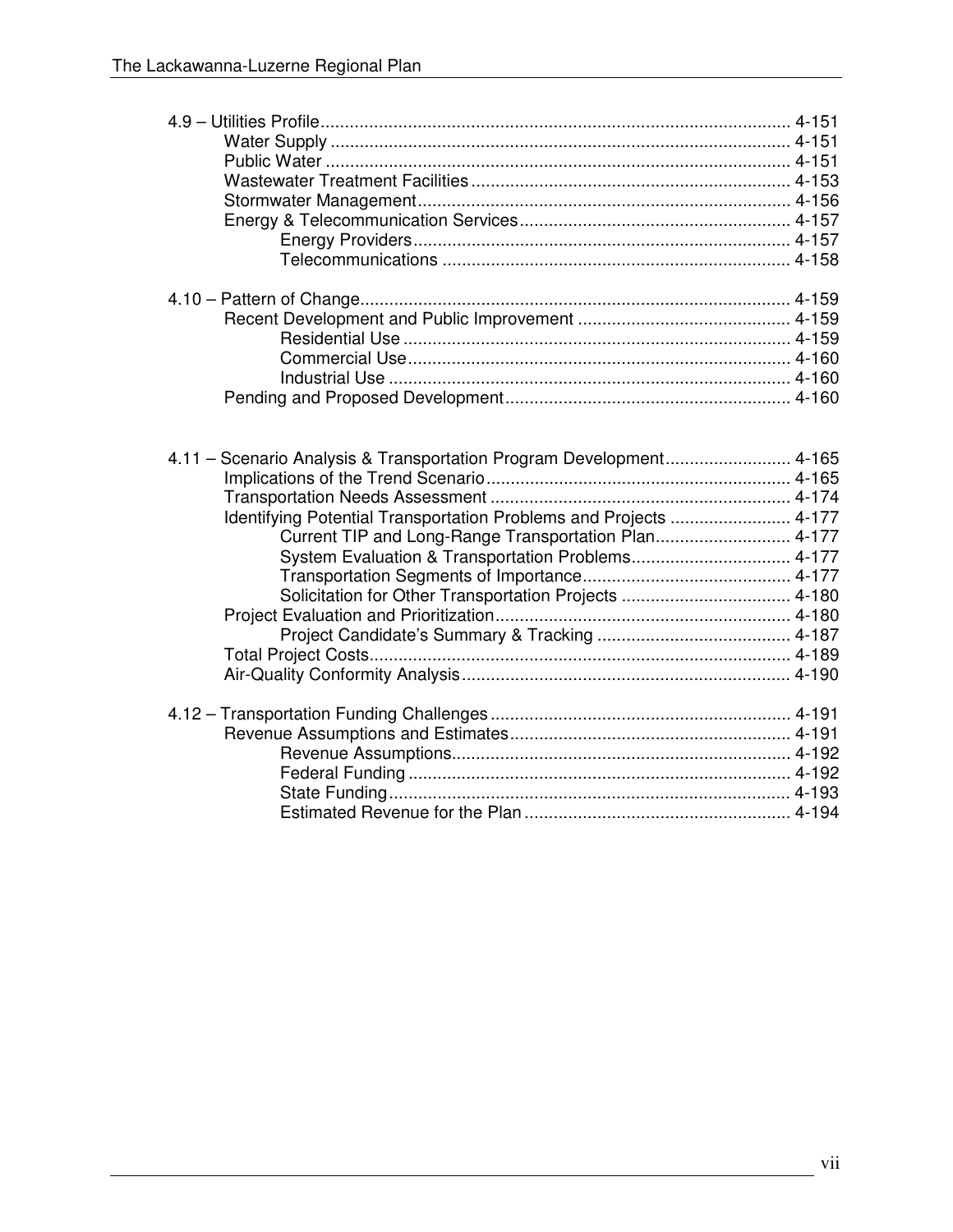4.9 – Utilities Profile ........................................................................................ 4-151
- Water Supply ........................................................................................ 4-151
- Public Water ........................................................................................ 4-151
- Wastewater Treatment Facilities ........................................................ 4-153
- Stormwater Management .................................................................... 4-156
- Energy & Telecommunication Services ............................................... 4-157
  - Energy Providers ........................................................................ 4-157
  - Telecommunications .................................................................. 4-158

4.10 – Pattern of Change ........................................................................................ 4-159
- Recent Development and Public Improvement ........................................ 4-159
  - Residential Use ........................................................................ 4-159
  - Commercial Use ........................................................................ 4-160
  - Industrial Use ........................................................................ 4-160
- Pending and Proposed Development ........................................................ 4-160

4.11 – Scenario Analysis & Transportation Program Development ......................... 4-165
- Implications of the Trend Scenario ........................................................ 4-165
- Transportation Needs Assessment ........................................................ 4-174
- Identifying Potential Transportation Problems and Projects ......................... 4-177
  - Current TIP and Long-Range Transportation Plan ............................ 4-177
  - System Evaluation & Transportation Problems ................................ 4-177
  - Transportation Segments of Importance ........................................ 4-177
  - Solicitation for Other Transportation Projects ................................ 4-180
- Project Evaluation and Prioritization ........................................................ 4-180
  - Project Candidate's Summary & Tracking ........................................ 4-187
- Total Project Costs ........................................................................................ 4-189
- Air-Quality Conformity Analysis ........................................................ 4-190

4.12 – Transportation Funding Challenges ........................................................ 4-191
- Revenue Assumptions and Estimates ........................................................ 4-191
  - Revenue Assumptions ........................................................................ 4-192
  - Federal Funding ........................................................................ 4-192
  - State Funding ........................................................................ 4-193
  - Estimated Revenue for the Plan ........................................................ 4-194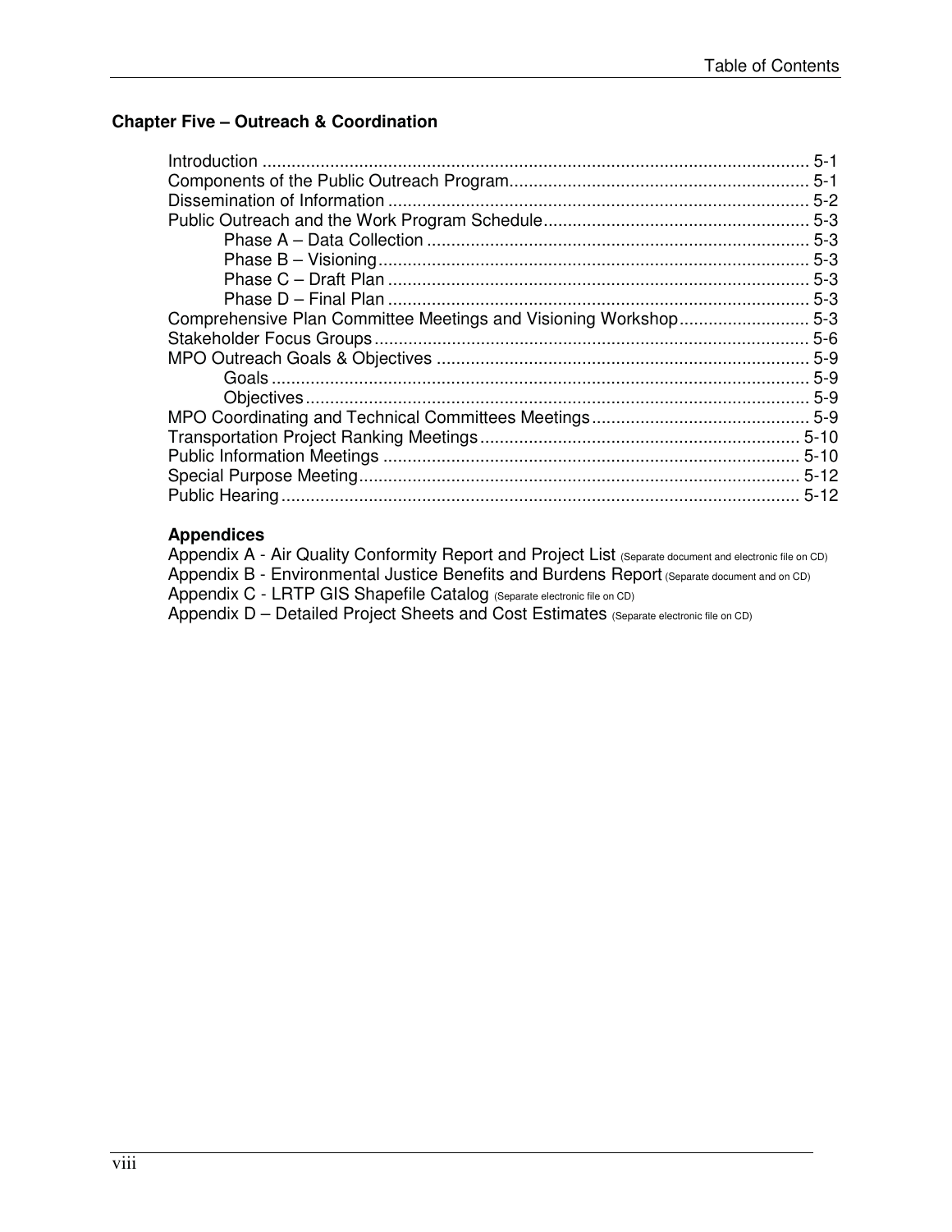**Chapter Five – Outreach & Coordination**

Introduction ................................................................................................. 5-1
Components of the Public Outreach Program............................................................. 5-1
Dissemination of Information ...................................................................................... 5-2
Public Outreach and the Work Program Schedule...................................................... 5-3
    Phase A – Data Collection .............................................................................. 5-3
    Phase B – Visioning........................................................................................ 5-3
    Phase C – Draft Plan ...................................................................................... 5-3
    Phase D – Final Plan ...................................................................................... 5-3
Comprehensive Plan Committee Meetings and Visioning Workshop........................... 5-3
Stakeholder Focus Groups......................................................................................... 5-6
MPO Outreach Goals & Objectives ............................................................................ 5-9
    Goals .............................................................................................................. 5-9
    Objectives....................................................................................................... 5-9
MPO Coordinating and Technical Committees Meetings............................................. 5-9
Transportation Project Ranking Meetings................................................................. 5-10
Public Information Meetings ..................................................................................... 5-10
Special Purpose Meeting.......................................................................................... 5-12
Public Hearing.......................................................................................................... 5-12

**Appendices**

Appendix A - Air Quality Conformity Report and Project List (Separate document and electronic file on CD)
Appendix B - Environmental Justice Benefits and Burdens Report (Separate document and on CD)
Appendix C - LRTP GIS Shapefile Catalog (Separate electronic file on CD)
Appendix D – Detailed Project Sheets and Cost Estimates (Separate electronic file on CD)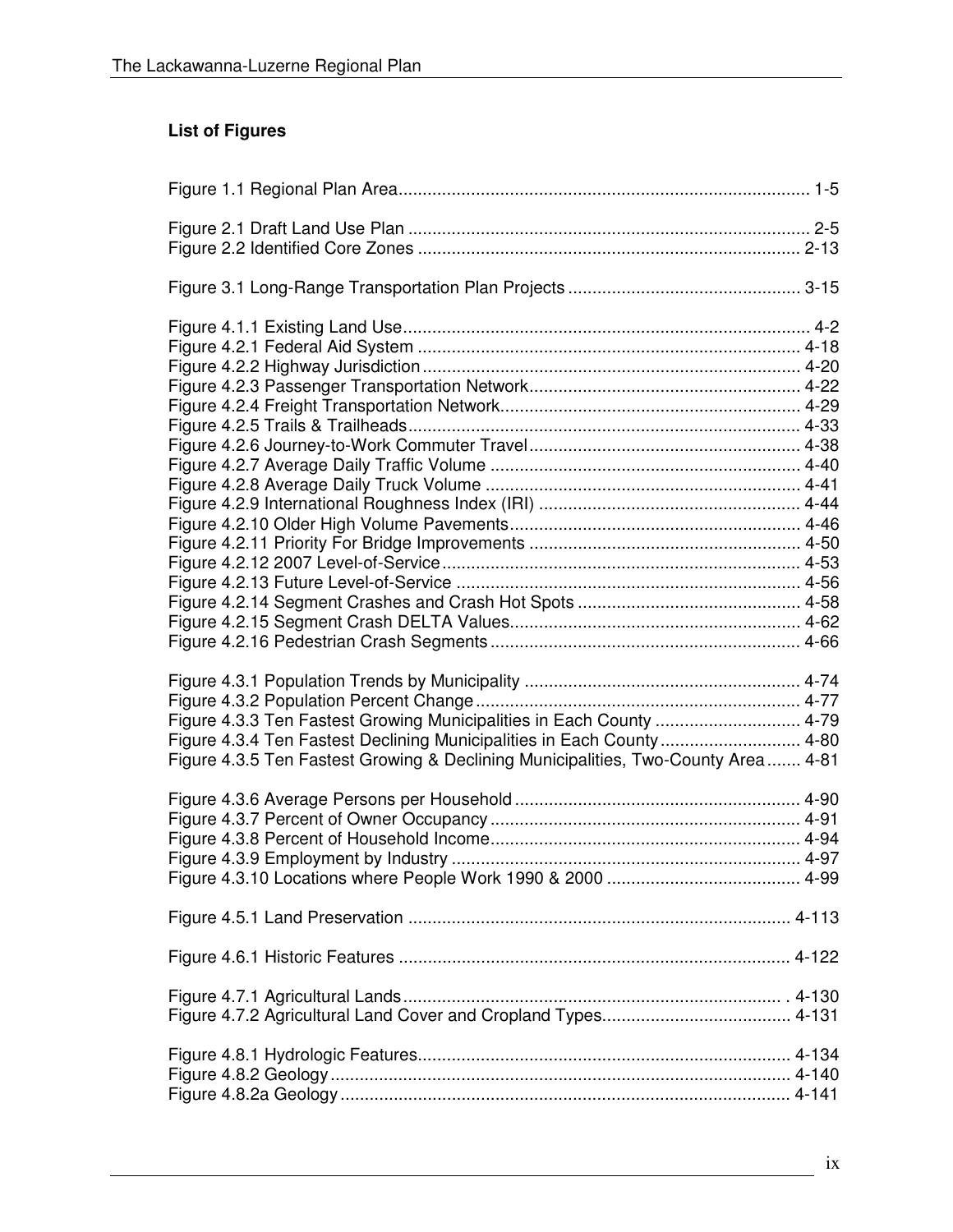## List of Figures

Figure 1.1 Regional Plan Area.................................................................................... 1-5

Figure 2.1 Draft Land Use Plan .................................................................................. 2-5
Figure 2.2 Identified Core Zones .............................................................................. 2-13

Figure 3.1 Long-Range Transportation Plan Projects ................................................ 3-15

Figure 4.1.1 Existing Land Use................................................................................... 4-2
Figure 4.2.1 Federal Aid System .............................................................................. 4-18
Figure 4.2.2 Highway Jurisdiction............................................................................. 4-20
Figure 4.2.3 Passenger Transportation Network........................................................ 4-22
Figure 4.2.4 Freight Transportation Network............................................................. 4-29
Figure 4.2.5 Trails & Trailheads................................................................................ 4-33
Figure 4.2.6 Journey-to-Work Commuter Travel........................................................ 4-38
Figure 4.2.7 Average Daily Traffic Volume ................................................................ 4-40
Figure 4.2.8 Average Daily Truck Volume ................................................................. 4-41
Figure 4.2.9 International Roughness Index (IRI) ...................................................... 4-44
Figure 4.2.10 Older High Volume Pavements............................................................ 4-46
Figure 4.2.11 Priority For Bridge Improvements ........................................................ 4-50
Figure 4.2.12 2007 Level-of-Service......................................................................... 4-53
Figure 4.2.13 Future Level-of-Service ....................................................................... 4-56
Figure 4.2.14 Segment Crashes and Crash Hot Spots .............................................. 4-58
Figure 4.2.15 Segment Crash DELTA Values............................................................ 4-62
Figure 4.2.16 Pedestrian Crash Segments ................................................................ 4-66

Figure 4.3.1 Population Trends by Municipality ......................................................... 4-74
Figure 4.3.2 Population Percent Change................................................................... 4-77
Figure 4.3.3 Ten Fastest Growing Municipalities in Each County .............................. 4-79
Figure 4.3.4 Ten Fastest Declining Municipalities in Each County............................. 4-80
Figure 4.3.5 Ten Fastest Growing & Declining Municipalities, Two-County Area ....... 4-81

Figure 4.3.6 Average Persons per Household ........................................................... 4-90
Figure 4.3.7 Percent of Owner Occupancy ................................................................ 4-91
Figure 4.3.8 Percent of Household Income................................................................ 4-94
Figure 4.3.9 Employment by Industry ........................................................................ 4-97
Figure 4.3.10 Locations where People Work 1990 & 2000 ........................................ 4-99

Figure 4.5.1 Land Preservation .............................................................................. 4-113

Figure 4.6.1 Historic Features ................................................................................. 4-122

Figure 4.7.1 Agricultural Lands.............................................................................. . 4-130
Figure 4.7.2 Agricultural Land Cover and Cropland Types....................................... 4-131

Figure 4.8.1 Hydrologic Features............................................................................. 4-134
Figure 4.8.2 Geology............................................................................................... 4-140
Figure 4.8.2a Geology............................................................................................. 4-141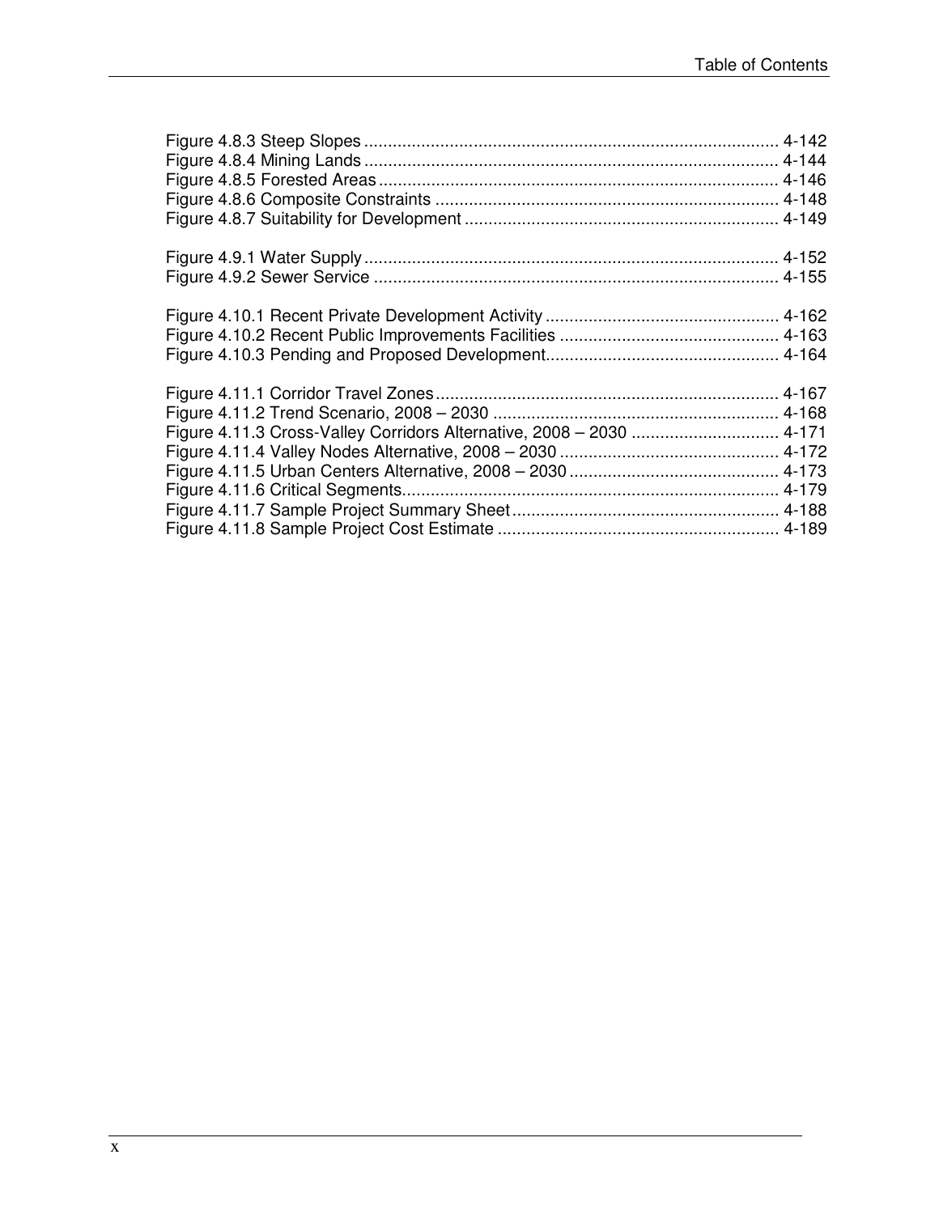Figure 4.8.3 Steep Slopes ........................................................................................ 4-142
Figure 4.8.4 Mining Lands ........................................................................................ 4-144
Figure 4.8.5 Forested Areas ...................................................................................... 4-146
Figure 4.8.6 Composite Constraints .......................................................................... 4-148
Figure 4.8.7 Suitability for Development ................................................................... 4-149

Figure 4.9.1 Water Supply ........................................................................................ 4-152
Figure 4.9.2 Sewer Service ....................................................................................... 4-155

Figure 4.10.1 Recent Private Development Activity .................................................. 4-162
Figure 4.10.2 Recent Public Improvements Facilities ............................................... 4-163
Figure 4.10.3 Pending and Proposed Development.................................................. 4-164

Figure 4.11.1 Corridor Travel Zones ......................................................................... 4-167
Figure 4.11.2 Trend Scenario, 2008 – 2030 ............................................................. 4-168
Figure 4.11.3 Cross-Valley Corridors Alternative, 2008 – 2030 ................................ 4-171
Figure 4.11.4 Valley Nodes Alternative, 2008 – 2030 ............................................... 4-172
Figure 4.11.5 Urban Centers Alternative, 2008 – 2030 ............................................. 4-173
Figure 4.11.6 Critical Segments................................................................................ 4-179
Figure 4.11.7 Sample Project Summary Sheet ......................................................... 4-188
Figure 4.11.8 Sample Project Cost Estimate ............................................................ 4-189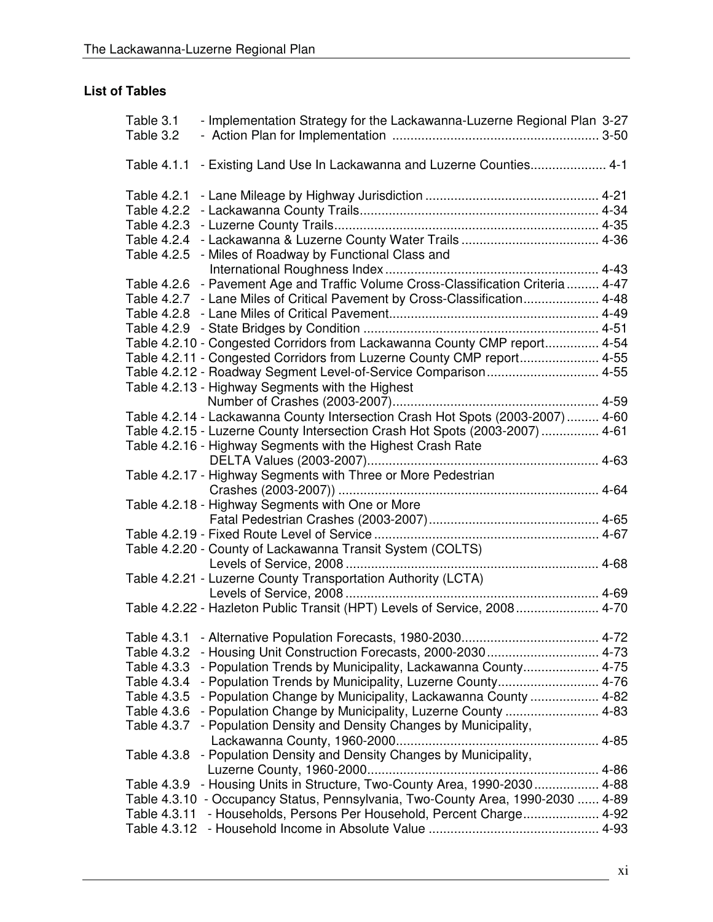**List of Tables**

Table 3.1 - Implementation Strategy for the Lackawanna-Luzerne Regional Plan 3-27
Table 3.2 - Action Plan for Implementation ........................................................ 3-50

Table 4.1.1 - Existing Land Use In Lackawanna and Luzerne Counties.................... 4-1

Table 4.2.1 - Lane Mileage by Highway Jurisdiction ............................................... 4-21
Table 4.2.2 - Lackawanna County Trails................................................................. 4-34
Table 4.2.3 - Luzerne County Trails........................................................................ 4-35
Table 4.2.4 - Lackawanna & Luzerne County Water Trails ..................................... 4-36
Table 4.2.5 - Miles of Roadway by Functional Class and International Roughness Index .......................................................... 4-43
Table 4.2.6 - Pavement Age and Traffic Volume Cross-Classification Criteria ......... 4-47
Table 4.2.7 - Lane Miles of Critical Pavement by Cross-Classification.................... 4-48
Table 4.2.8 - Lane Miles of Critical Pavement......................................................... 4-49
Table 4.2.9 - State Bridges by Condition ................................................................ 4-51
Table 4.2.10 - Congested Corridors from Lackawanna County CMP report.............. 4-54
Table 4.2.11 - Congested Corridors from Luzerne County CMP report..................... 4-55
Table 4.2.12 - Roadway Segment Level-of-Service Comparison .............................. 4-55
Table 4.2.13 - Highway Segments with the Highest Number of Crashes (2003-2007)......................................................... 4-59
Table 4.2.14 - Lackawanna County Intersection Crash Hot Spots (2003-2007) ......... 4-60
Table 4.2.15 - Luzerne County Intersection Crash Hot Spots (2003-2007) ................ 4-61
Table 4.2.16 - Highway Segments with the Highest Crash Rate DELTA Values (2003-2007)................................................................ 4-63
Table 4.2.17 - Highway Segments with Three or More Pedestrian Crashes (2003-2007)) ....................................................................... 4-64
Table 4.2.18 - Highway Segments with One or More Fatal Pedestrian Crashes (2003-2007)............................................... 4-65
Table 4.2.19 - Fixed Route Level of Service ............................................................. 4-67
Table 4.2.20 - County of Lackawanna Transit System (COLTS) Levels of Service, 2008 ..................................................................... 4-68
Table 4.2.21 - Luzerne County Transportation Authority (LCTA) Levels of Service, 2008 ..................................................................... 4-69
Table 4.2.22 - Hazleton Public Transit (HPT) Levels of Service, 2008 ....................... 4-70

Table 4.3.1 - Alternative Population Forecasts, 1980-2030...................................... 4-72
Table 4.3.2 - Housing Unit Construction Forecasts, 2000-2030 ............................... 4-73
Table 4.3.3 - Population Trends by Municipality, Lackawanna County..................... 4-75
Table 4.3.4 - Population Trends by Municipality, Luzerne County............................ 4-76
Table 4.3.5 - Population Change by Municipality, Lackawanna County ................... 4-82
Table 4.3.6 - Population Change by Municipality, Luzerne County .......................... 4-83
Table 4.3.7 - Population Density and Density Changes by Municipality, Lackawanna County, 1960-2000........................................................ 4-85
Table 4.3.8 - Population Density and Density Changes by Municipality, Luzerne County, 1960-2000................................................................ 4-86
Table 4.3.9 - Housing Units in Structure, Two-County Area, 1990-2030 .................. 4-88
Table 4.3.10 - Occupancy Status, Pennsylvania, Two-County Area, 1990-2030 ...... 4-89
Table 4.3.11 - Households, Persons Per Household, Percent Charge..................... 4-92
Table 4.3.12 - Household Income in Absolute Value ............................................... 4-93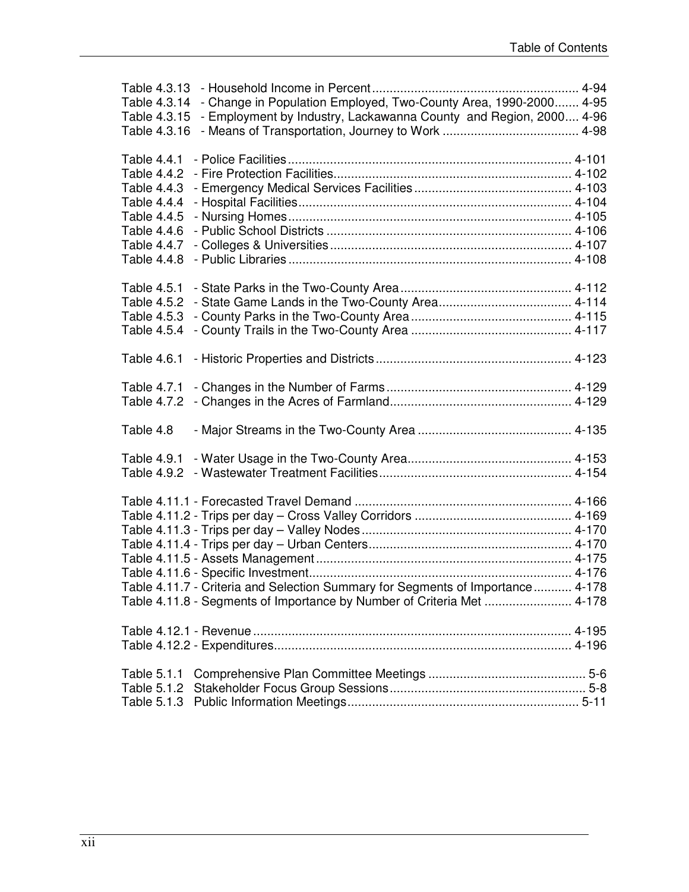Table 4.3.13 - Household Income in Percent ........................................................... 4-94
Table 4.3.14 - Change in Population Employed, Two-County Area, 1990-2000....... 4-95
Table 4.3.15 - Employment by Industry, Lackawanna County and Region, 2000.... 4-96
Table 4.3.16 - Means of Transportation, Journey to Work ....................................... 4-98

Table 4.4.1 - Police Facilities ................................................................................ 4-101
Table 4.4.2 - Fire Protection Facilities................................................................... 4-102
Table 4.4.3 - Emergency Medical Services Facilities ............................................. 4-103
Table 4.4.4 - Hospital Facilities.............................................................................. 4-104
Table 4.4.5 - Nursing Homes ................................................................................. 4-105
Table 4.4.6 - Public School Districts ...................................................................... 4-106
Table 4.4.7 - Colleges & Universities..................................................................... 4-107
Table 4.4.8 - Public Libraries ................................................................................. 4-108

Table 4.5.1 - State Parks in the Two-County Area.................................................. 4-112
Table 4.5.2 - State Game Lands in the Two-County Area....................................... 4-114
Table 4.5.3 - County Parks in the Two-County Area.............................................. 4-115
Table 4.5.4 - County Trails in the Two-County Area .............................................. 4-117

Table 4.6.1 - Historic Properties and Districts ........................................................ 4-123

Table 4.7.1 - Changes in the Number of Farms..................................................... 4-129
Table 4.7.2 - Changes in the Acres of Farmland.................................................... 4-129

Table 4.8 - Major Streams in the Two-County Area ............................................ 4-135

Table 4.9.1 - Water Usage in the Two-County Area............................................... 4-153
Table 4.9.2 - Wastewater Treatment Facilities....................................................... 4-154

Table 4.11.1 - Forecasted Travel Demand .............................................................. 4-166
Table 4.11.2 - Trips per day – Cross Valley Corridors ............................................. 4-169
Table 4.11.3 - Trips per day – Valley Nodes............................................................ 4-170
Table 4.11.4 - Trips per day – Urban Centers.......................................................... 4-170
Table 4.11.5 - Assets Management ......................................................................... 4-175
Table 4.11.6 - Specific Investment........................................................................... 4-176
Table 4.11.7 - Criteria and Selection Summary for Segments of Importance........... 4-178
Table 4.11.8 - Segments of Importance by Number of Criteria Met ......................... 4-178

Table 4.12.1 - Revenue ........................................................................................... 4-195
Table 4.12.2 - Expenditures..................................................................................... 4-196

Table 5.1.1 Comprehensive Plan Committee Meetings ............................................. 5-6
Table 5.1.2 Stakeholder Focus Group Sessions........................................................ 5-8
Table 5.1.3 Public Information Meetings.................................................................. 5-11